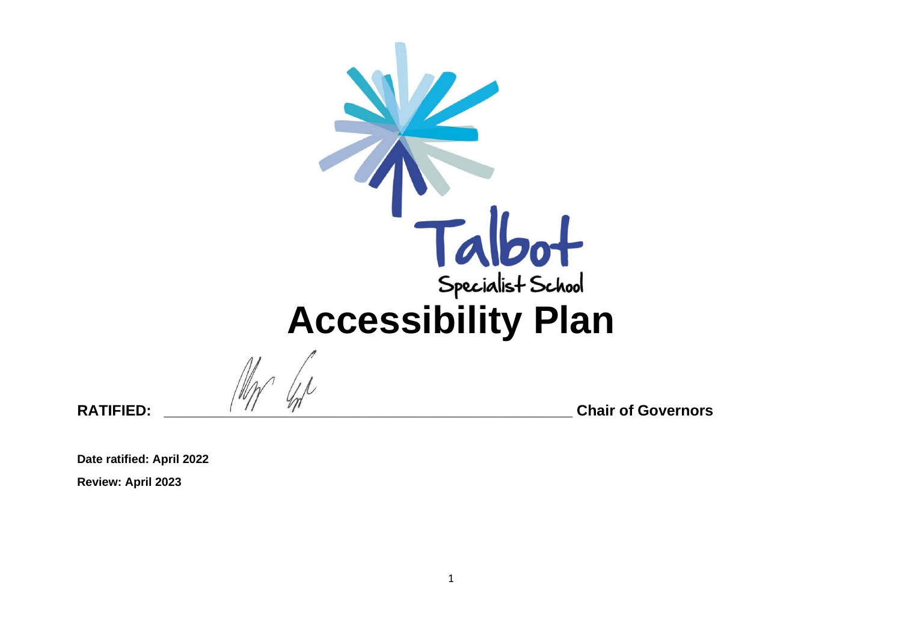Talbot

Specialist School

# Accessibility Plan

**RATIFIED:** \_\_\_\_\_\_\_\_\_\_\_\_\_\_\_\_\_\_\_\_\_\_\_\_\_\_\_\_\_\_\_\_\_\_\_\_\_\_\_\_\_\_\_\_\_\_\_\_\_\_\_\_ **Chair of Governors**

**Date ratified: April 2022**

**Review: April 2023**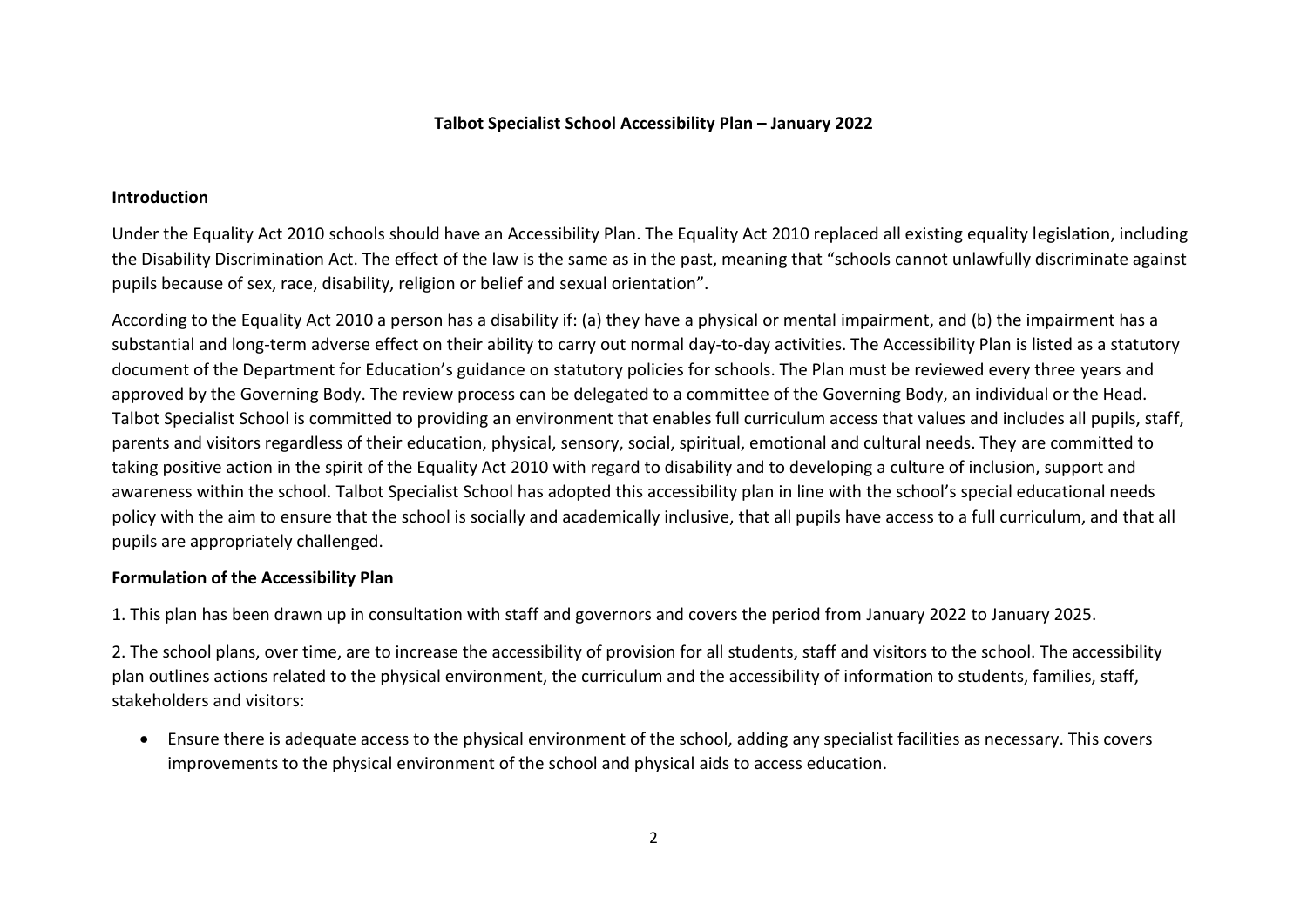**Talbot Specialist School Accessibility Plan – January 2022**

**Introduction**

Under the Equality Act 2010 schools should have an Accessibility Plan. The Equality Act 2010 replaced all existing equality legislation, including the Disability Discrimination Act. The effect of the law is the same as in the past, meaning that "schools cannot unlawfully discriminate against pupils because of sex, race, disability, religion or belief and sexual orientation".

According to the Equality Act 2010 a person has a disability if: (a) they have a physical or mental impairment, and (b) the impairment has a substantial and long-term adverse effect on their ability to carry out normal day-to-day activities. The Accessibility Plan is listed as a statutory document of the Department for Education's guidance on statutory policies for schools. The Plan must be reviewed every three years and approved by the Governing Body. The review process can be delegated to a committee of the Governing Body, an individual or the Head. Talbot Specialist School is committed to providing an environment that enables full curriculum access that values and includes all pupils, staff, parents and visitors regardless of their education, physical, sensory, social, spiritual, emotional and cultural needs. They are committed to taking positive action in the spirit of the Equality Act 2010 with regard to disability and to developing a culture of inclusion, support and awareness within the school. Talbot Specialist School has adopted this accessibility plan in line with the school's special educational needs policy with the aim to ensure that the school is socially and academically inclusive, that all pupils have access to a full curriculum, and that all pupils are appropriately challenged.

**Formulation of the Accessibility Plan**

1. This plan has been drawn up in consultation with staff and governors and covers the period from January 2022 to January 2025.

2. The school plans, over time, are to increase the accessibility of provision for all students, staff and visitors to the school. The accessibility plan outlines actions related to the physical environment, the curriculum and the accessibility of information to students, families, staff, stakeholders and visitors:

- Ensure there is adequate access to the physical environment of the school, adding any specialist facilities as necessary. This covers improvements to the physical environment of the school and physical aids to access education.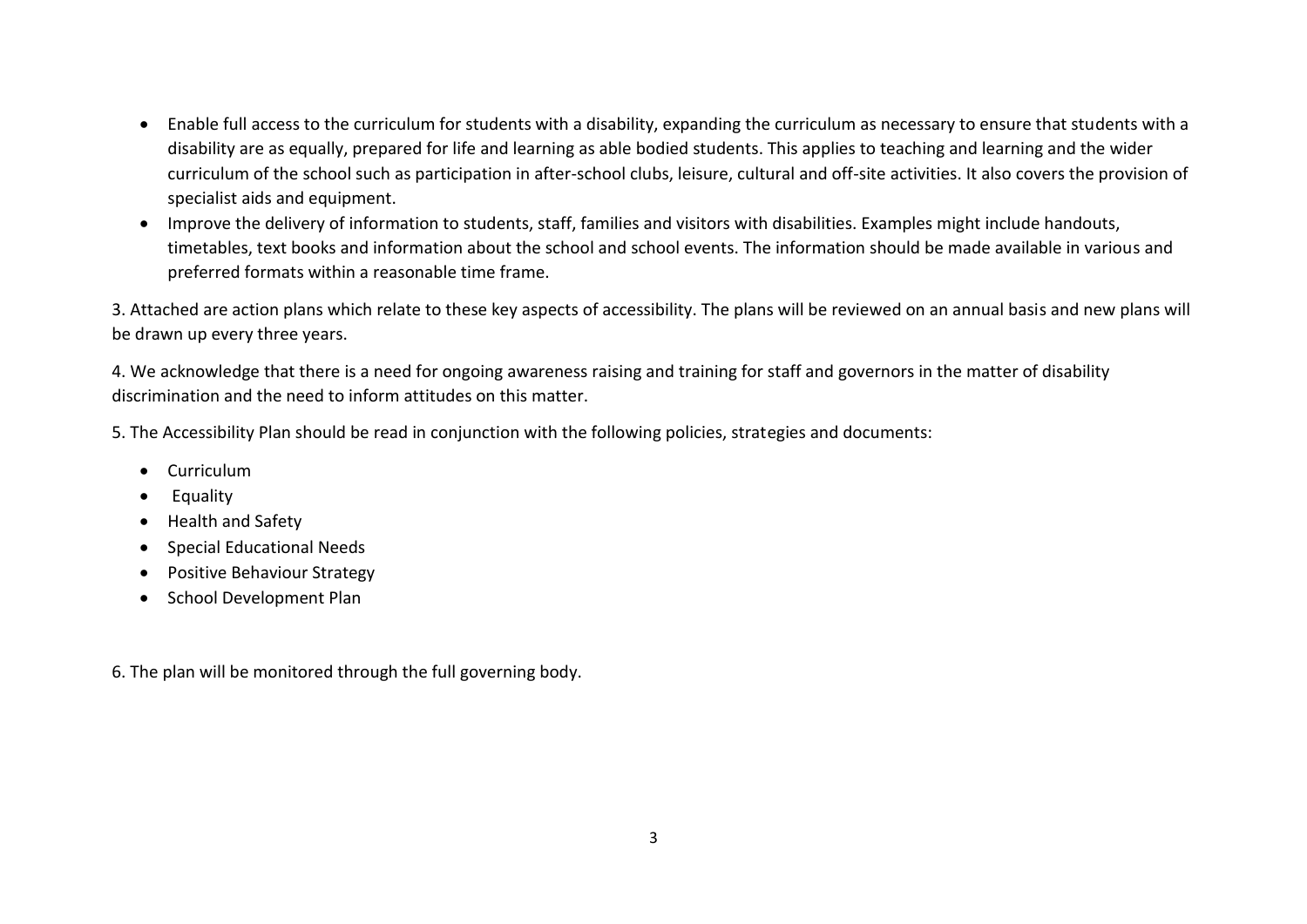- Enable full access to the curriculum for students with a disability, expanding the curriculum as necessary to ensure that students with a disability are as equally, prepared for life and learning as able bodied students. This applies to teaching and learning and the wider curriculum of the school such as participation in after-school clubs, leisure, cultural and off-site activities. It also covers the provision of specialist aids and equipment.
- Improve the delivery of information to students, staff, families and visitors with disabilities. Examples might include handouts, timetables, text books and information about the school and school events. The information should be made available in various and preferred formats within a reasonable time frame.

3. Attached are action plans which relate to these key aspects of accessibility. The plans will be reviewed on an annual basis and new plans will be drawn up every three years.

4. We acknowledge that there is a need for ongoing awareness raising and training for staff and governors in the matter of disability discrimination and the need to inform attitudes on this matter.

5. The Accessibility Plan should be read in conjunction with the following policies, strategies and documents:

- Curriculum
- Equality
- Health and Safety
- Special Educational Needs
- Positive Behaviour Strategy
- School Development Plan

6. The plan will be monitored through the full governing body.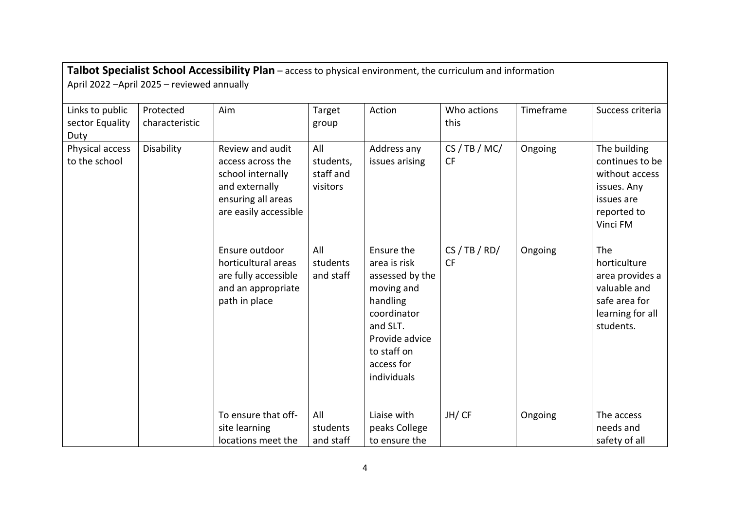**Talbot Specialist School Accessibility Plan** – access to physical environment, the curriculum and information
April 2022 –April 2025 – reviewed annually

| Links to public sector Equality Duty | Protected characteristic | Aim | Target group | Action | Who actions this | Timeframe | Success criteria |
|---|---|---|---|---|---|---|---|
| Physical access to the school | Disability | Review and audit access across the school internally and externally ensuring all areas are easily accessible | All students, staff and visitors | Address any issues arising | CS / TB / MC/ CF | Ongoing | The building continues to be without access issues. Any issues are reported to Vinci FM |
| | | Ensure outdoor horticultural areas are fully accessible and an appropriate path in place | All students and staff | Ensure the area is risk assessed by the moving and handling coordinator and SLT. Provide advice to staff on access for individuals | CS / TB / RD/ CF | Ongoing | The horticulture area provides a valuable and safe area for learning for all students. |
| | | To ensure that off-site learning locations meet the | All students and staff | Liaise with peaks College to ensure the | JH/ CF | Ongoing | The access needs and safety of all |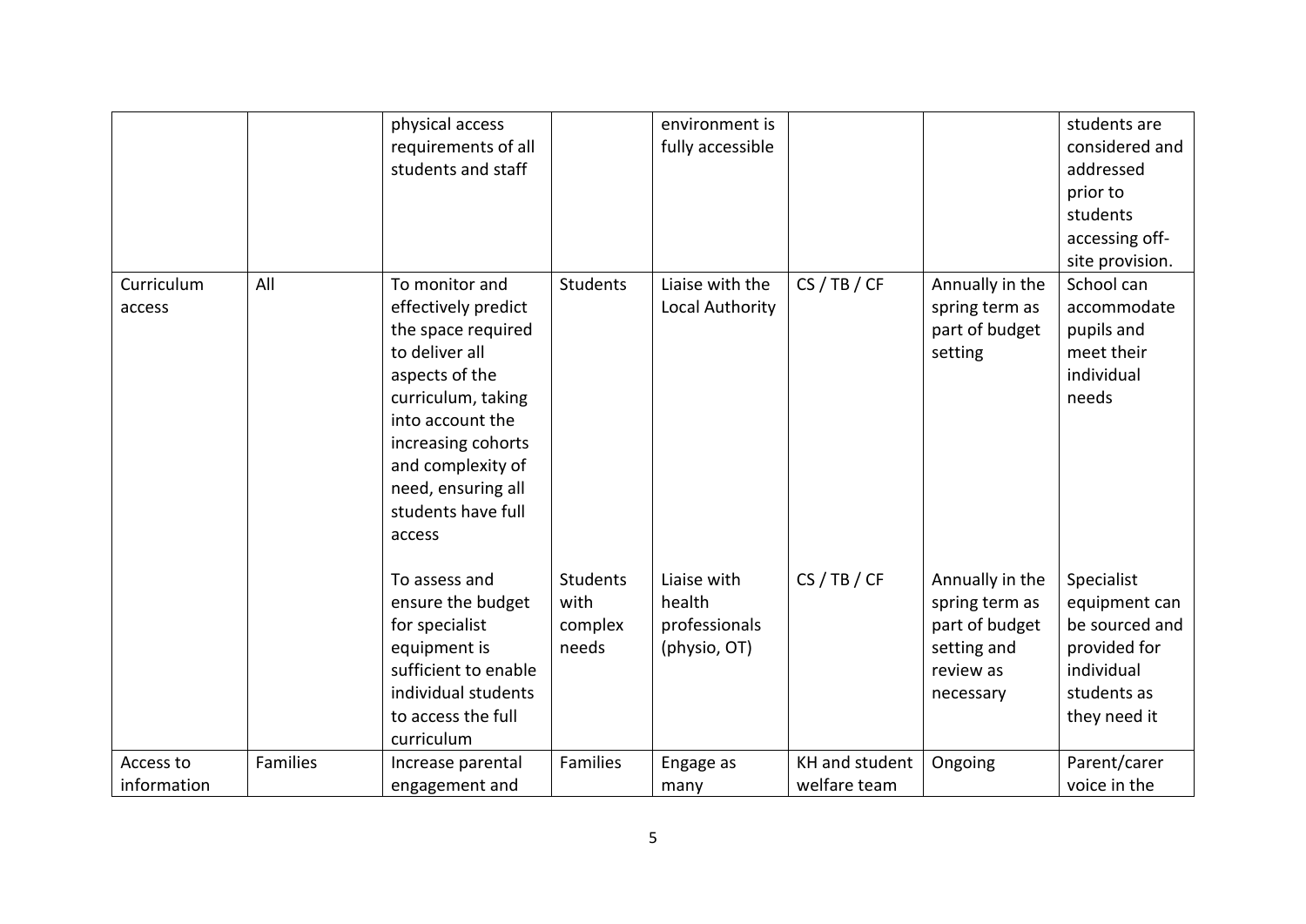| | | physical access requirements of all students and staff | | environment is fully accessible | | | students are considered and addressed prior to students accessing off-site provision. |
|---|---|---|---|---|---|---|---|
| Curriculum access | All | To monitor and effectively predict the space required to deliver all aspects of the curriculum, taking into account the increasing cohorts and complexity of need, ensuring all students have full access | Students | Liaise with the Local Authority | CS / TB / CF | Annually in the spring term as part of budget setting | School can accommodate pupils and meet their individual needs |
| | | To assess and ensure the budget for specialist equipment is sufficient to enable individual students to access the full curriculum | Students with complex needs | Liaise with health professionals (physio, OT) | CS / TB / CF | Annually in the spring term as part of budget setting and review as necessary | Specialist equipment can be sourced and provided for individual students as they need it |
| Access to information | Families | Increase parental engagement and | Families | Engage as many | KH and student welfare team | Ongoing | Parent/carer voice in the |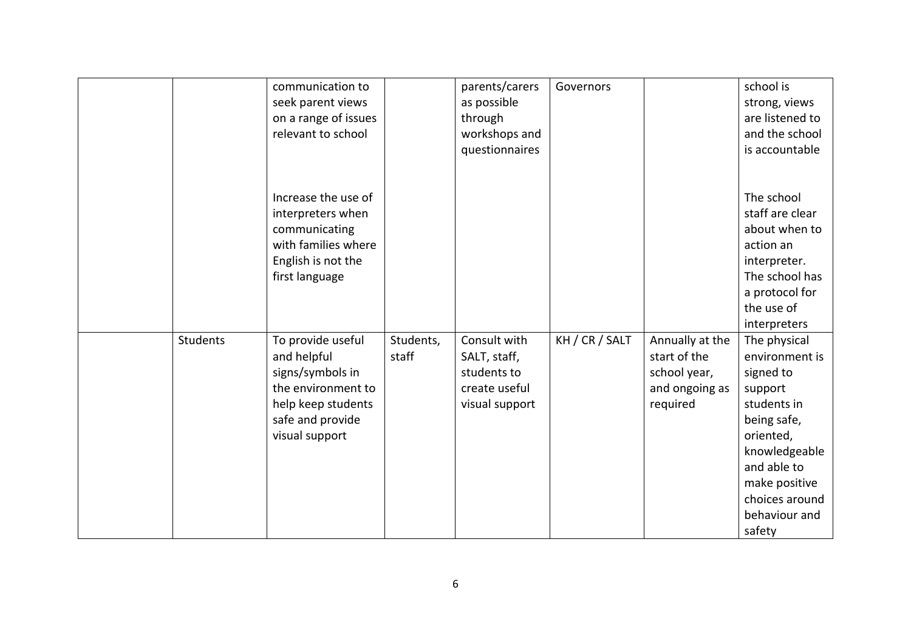| | | | | | | | |
|---|---|---|---|---|---|---|---|
| | | communication to seek parent views on a range of issues relevant to school | | parents/carers as possible through workshops and questionnaires | Governors | | school is strong, views are listened to and the school is accountable |
| | | Increase the use of interpreters when communicating with families where English is not the first language | | | | | The school staff are clear about when to action an interpreter. The school has a protocol for the use of interpreters |
| | Students | To provide useful and helpful signs/symbols in the environment to help keep students safe and provide visual support | Students, staff | Consult with SALT, staff, students to create useful visual support | KH / CR / SALT | Annually at the start of the school year, and ongoing as required | The physical environment is signed to support students in being safe, oriented, knowledgeable and able to make positive choices around behaviour and safety |